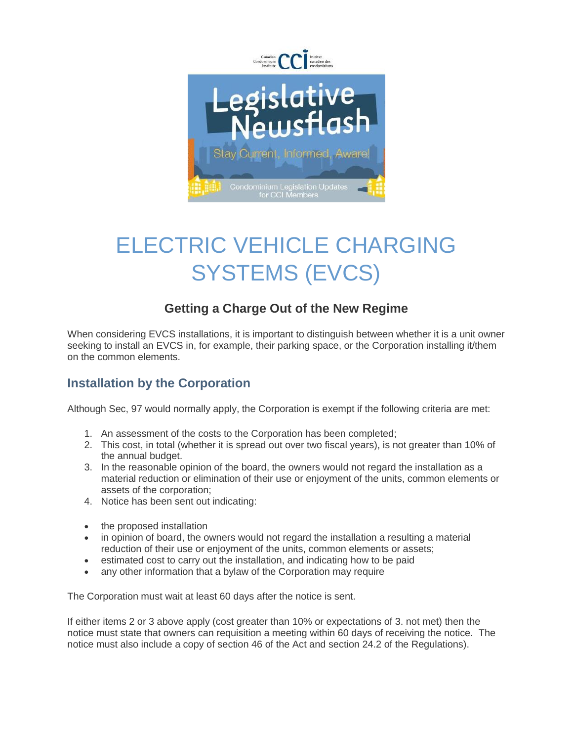# ELECTRIC VEHICLE CHARGING SYSTEMS (EVCS)

### Getting a Charge Out of the New Regime

When considering EVCS installations, it is important to distinguish between whether it is a unit owner seeking to install an EVCS in, for example, their parking space, or the Corporation installing it/them on the common elements.

## Installation by the Corporation

Although Sec, 97 would normally apply, the Corporation is exempt if the following criteria are met:

1. An assessment of the costs to the Corporation has been completed;
2. This cost, in total (whether it is spread out over two fiscal years), is not greater than 10% of the annual budget.
3. In the reasonable opinion of the board, the owners would not regard the installation as a material reduction or elimination of their use or enjoyment of the units, common elements or assets of the corporation;
4. Notice has been sent out indicating:

- the proposed installation
- in opinion of board, the owners would not regard the installation a resulting a material reduction of their use or enjoyment of the units, common elements or assets;
- estimated cost to carry out the installation, and indicating how to be paid
- any other information that a bylaw of the Corporation may require

The Corporation must wait at least 60 days after the notice is sent.

If either items 2 or 3 above apply (cost greater than 10% or expectations of 3. not met) then the notice must state that owners can requisition a meeting within 60 days of receiving the notice. The notice must also include a copy of section 46 of the Act and section 24.2 of the Regulations).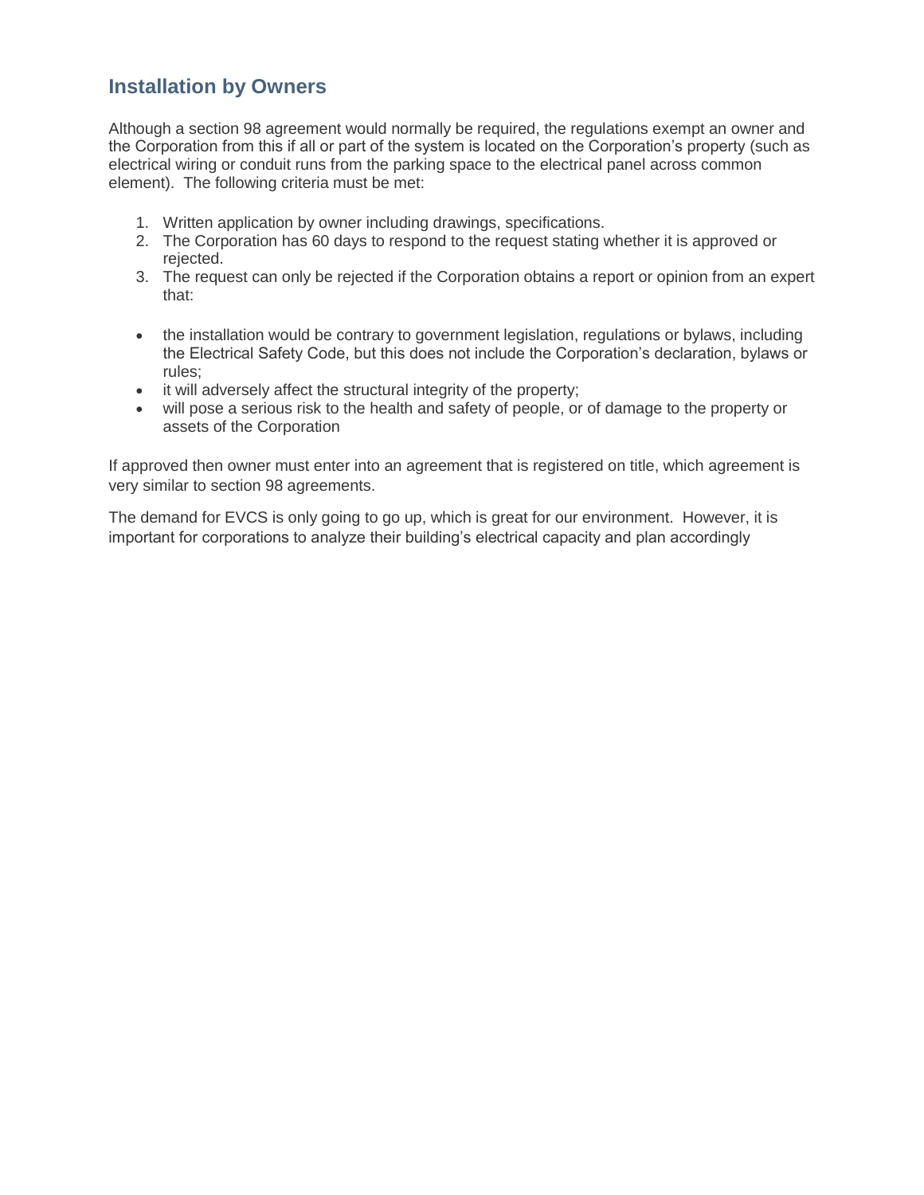## Installation by Owners

Although a section 98 agreement would normally be required, the regulations exempt an owner and the Corporation from this if all or part of the system is located on the Corporation's property (such as electrical wiring or conduit runs from the parking space to the electrical panel across common element). The following criteria must be met:

1. Written application by owner including drawings, specifications.
2. The Corporation has 60 days to respond to the request stating whether it is approved or rejected.
3. The request can only be rejected if the Corporation obtains a report or opinion from an expert that:

- the installation would be contrary to government legislation, regulations or bylaws, including the Electrical Safety Code, but this does not include the Corporation's declaration, bylaws or rules;
- it will adversely affect the structural integrity of the property;
- will pose a serious risk to the health and safety of people, or of damage to the property or assets of the Corporation

If approved then owner must enter into an agreement that is registered on title, which agreement is very similar to section 98 agreements.

The demand for EVCS is only going to go up, which is great for our environment. However, it is important for corporations to analyze their building's electrical capacity and plan accordingly